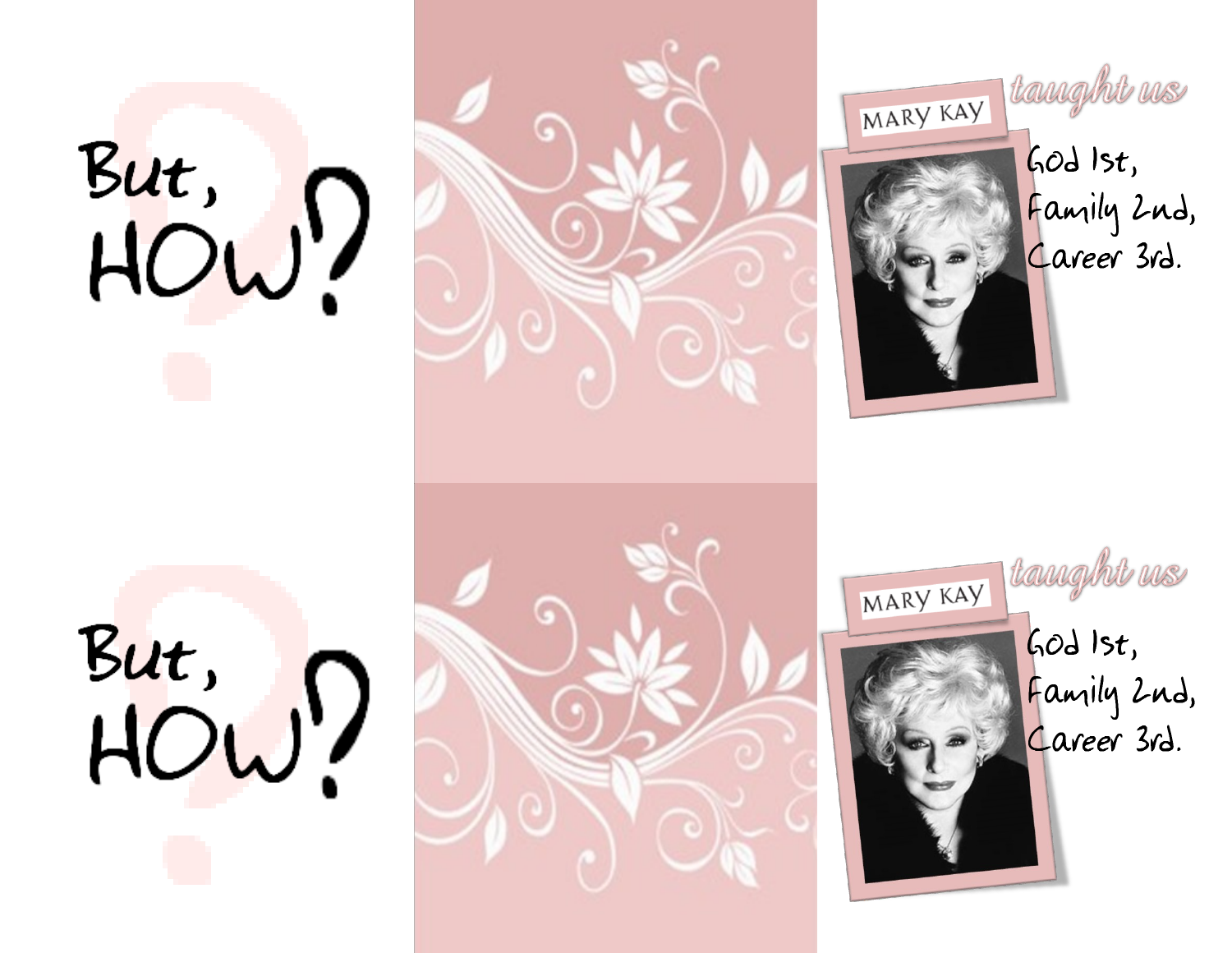But, HOW?

MARY KAY

taught us

God 1st, Family 2nd, Career 3rd.

But, HOW?

MARY KAY

taught us

God 1st, Family 2nd, Career 3rd.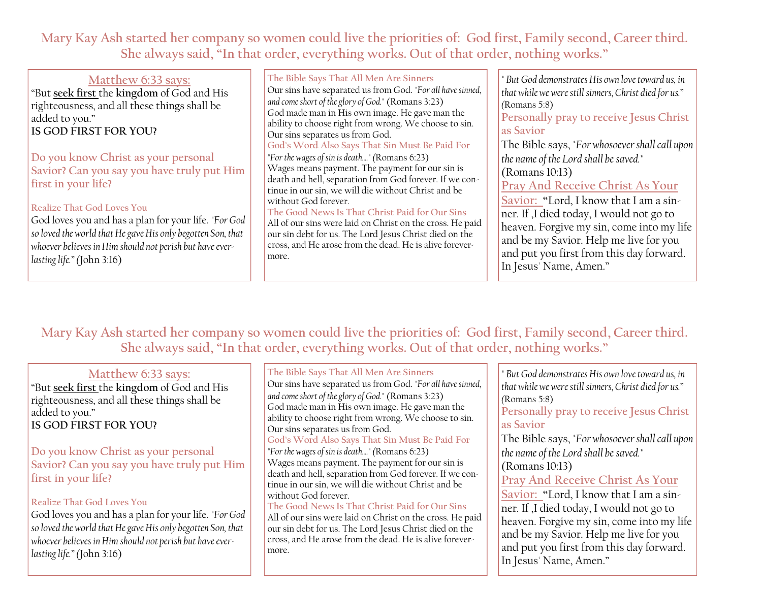Mary Kay Ash started her company so women could live the priorities of: God first, Family second, Career third. She always said, "In that order, everything works. Out of that order, nothing works."

### Matthew 6:33 says:

"But seek first the **kingdom** of God and His righteousness, and all these things shall be added to you."

**IS GOD FIRST FOR YOU?**

### Do you know Christ as your personal Savior? Can you say you have truly put Him first in your life?

#### Realize That God Loves You

God loves you and has a plan for your life. *"For God so loved the world that He gave His only begotten Son, that whoever believes in Him should not perish but have everlasting life."* (John 3:16)

#### The Bible Says That All Men Are Sinners

Our sins have separated us from God. *"For all have sinned, and come short of the glory of God."* (Romans 3:23) God made man in His own image. He gave man the ability to choose right from wrong. We choose to sin. Our sins separates us from God.

#### God's Word Also Says That Sin Must Be Paid For

*"For the wages of sin is death…."* (Romans 6:23) Wages means payment. The payment for our sin is death and hell, separation from God forever. If we continue in our sin, we will die without Christ and be without God forever.

#### The Good News Is That Christ Paid for Our Sins

All of our sins were laid on Christ on the cross. He paid our sin debt for us. The Lord Jesus Christ died on the cross, and He arose from the dead. He is alive forevermore.

*" But God demonstrates His own love toward us, in that while we were still sinners, Christ died for us."* (Romans 5:8)

### Personally pray to receive Jesus Christ as Savior

The Bible says, *"For whosoever shall call upon the name of the Lord shall be saved."* (Romans 10:13)

**Pray And Receive Christ As Your Savior:** "Lord, I know that I am a sinner. If ,I died today, I would not go to heaven. Forgive my sin, come into my life and be my Savior. Help me live for you and put you first from this day forward. In Jesus' Name, Amen."

---

Mary Kay Ash started her company so women could live the priorities of: God first, Family second, Career third. She always said, "In that order, everything works. Out of that order, nothing works."

### Matthew 6:33 says:

"But seek first the **kingdom** of God and His righteousness, and all these things shall be added to you."

**IS GOD FIRST FOR YOU?**

### Do you know Christ as your personal Savior? Can you say you have truly put Him first in your life?

#### Realize That God Loves You

God loves you and has a plan for your life. *"For God so loved the world that He gave His only begotten Son, that whoever believes in Him should not perish but have everlasting life."* (John 3:16)

#### The Bible Says That All Men Are Sinners

Our sins have separated us from God. *"For all have sinned, and come short of the glory of God."* (Romans 3:23) God made man in His own image. He gave man the ability to choose right from wrong. We choose to sin. Our sins separates us from God.

#### God's Word Also Says That Sin Must Be Paid For

*"For the wages of sin is death…."* (Romans 6:23) Wages means payment. The payment for our sin is death and hell, separation from God forever. If we continue in our sin, we will die without Christ and be without God forever.

#### The Good News Is That Christ Paid for Our Sins

All of our sins were laid on Christ on the cross. He paid our sin debt for us. The Lord Jesus Christ died on the cross, and He arose from the dead. He is alive forevermore.

*" But God demonstrates His own love toward us, in that while we were still sinners, Christ died for us."* (Romans 5:8)

### Personally pray to receive Jesus Christ as Savior

The Bible says, *"For whosoever shall call upon the name of the Lord shall be saved."* (Romans 10:13)

**Pray And Receive Christ As Your Savior:** "Lord, I know that I am a sinner. If ,I died today, I would not go to heaven. Forgive my sin, come into my life and be my Savior. Help me live for you and put you first from this day forward. In Jesus' Name, Amen."